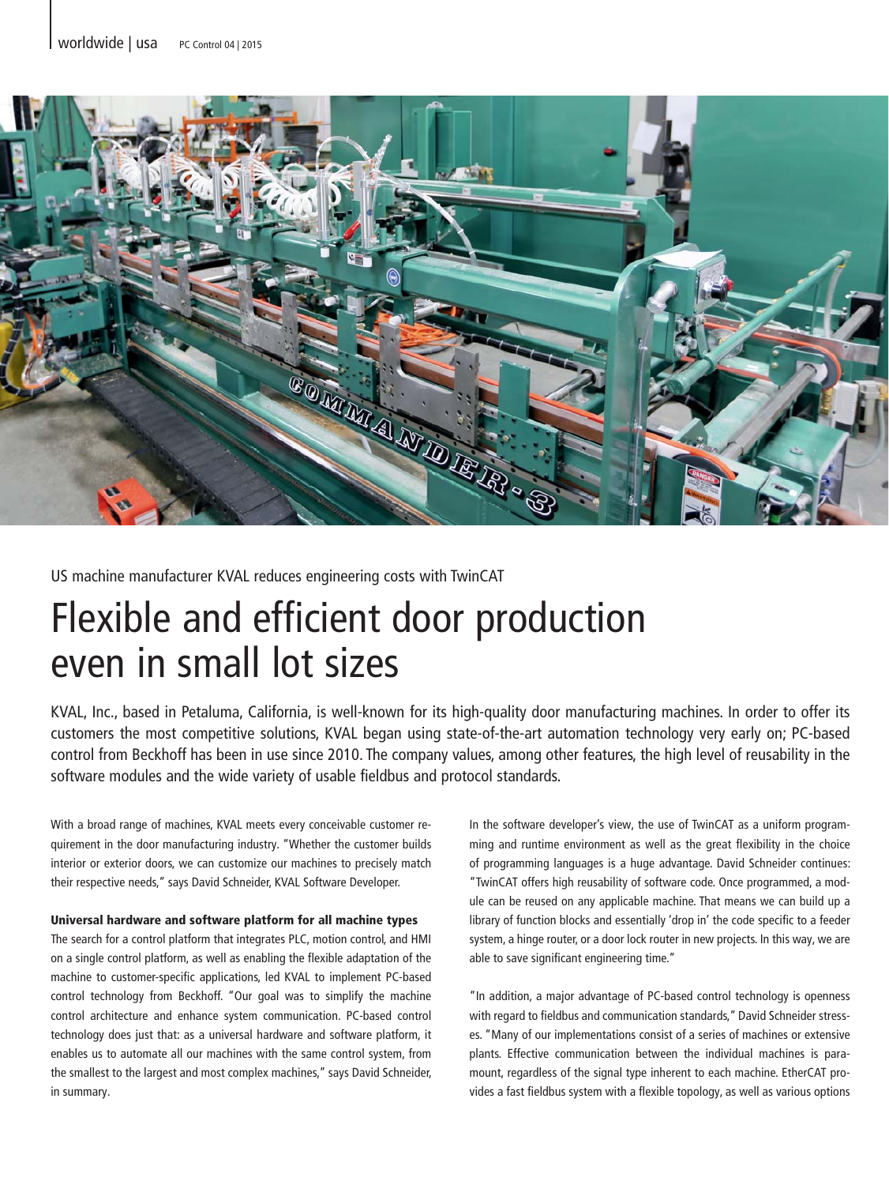US machine manufacturer KVAL reduces engineering costs with TwinCAT

# Flexible and efficient door production even in small lot sizes

KVAL, Inc., based in Petaluma, California, is well-known for its high-quality door manufacturing machines. In order to offer its customers the most competitive solutions, KVAL began using state-of-the-art automation technology very early on; PC-based control from Beckhoff has been in use since 2010. The company values, among other features, the high level of reusability in the software modules and the wide variety of usable fieldbus and protocol standards.

With a broad range of machines, KVAL meets every conceivable customer requirement in the door manufacturing industry. "Whether the customer builds interior or exterior doors, we can customize our machines to precisely match their respective needs," says David Schneider, KVAL Software Developer.

**Universal hardware and software platform for all machine types**

The search for a control platform that integrates PLC, motion control, and HMI on a single control platform, as well as enabling the flexible adaptation of the machine to customer-specific applications, led KVAL to implement PC-based control technology from Beckhoff. "Our goal was to simplify the machine control architecture and enhance system communication. PC-based control technology does just that: as a universal hardware and software platform, it enables us to automate all our machines with the same control system, from the smallest to the largest and most complex machines," says David Schneider, in summary.

In the software developer's view, the use of TwinCAT as a uniform programming and runtime environment as well as the great flexibility in the choice of programming languages is a huge advantage. David Schneider continues: "TwinCAT offers high reusability of software code. Once programmed, a module can be reused on any applicable machine. That means we can build up a library of function blocks and essentially 'drop in' the code specific to a feeder system, a hinge router, or a door lock router in new projects. In this way, we are able to save significant engineering time."

"In addition, a major advantage of PC-based control technology is openness with regard to fieldbus and communication standards," David Schneider stresses. "Many of our implementations consist of a series of machines or extensive plants. Effective communication between the individual machines is paramount, regardless of the signal type inherent to each machine. EtherCAT provides a fast fieldbus system with a flexible topology, as well as various options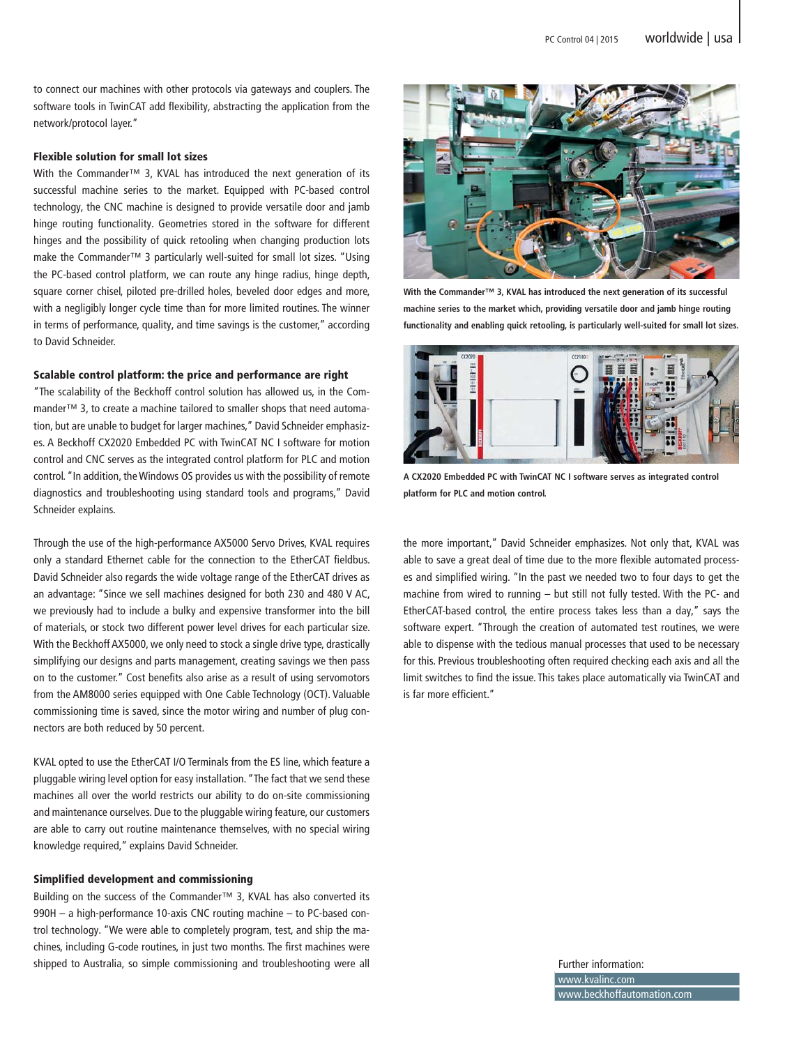to connect our machines with other protocols via gateways and couplers. The software tools in TwinCAT add flexibility, abstracting the application from the network/protocol layer."

### Flexible solution for small lot sizes

With the Commander™ 3, KVAL has introduced the next generation of its successful machine series to the market. Equipped with PC-based control technology, the CNC machine is designed to provide versatile door and jamb hinge routing functionality. Geometries stored in the software for different hinges and the possibility of quick retooling when changing production lots make the Commander™ 3 particularly well-suited for small lot sizes. "Using the PC-based control platform, we can route any hinge radius, hinge depth, square corner chisel, piloted pre-drilled holes, beveled door edges and more, with a negligibly longer cycle time than for more limited routines. The winner in terms of performance, quality, and time savings is the customer," according to David Schneider.

### Scalable control platform: the price and performance are right

"The scalability of the Beckhoff control solution has allowed us, in the Commander™ 3, to create a machine tailored to smaller shops that need automation, but are unable to budget for larger machines," David Schneider emphasizes. A Beckhoff CX2020 Embedded PC with TwinCAT NC I software for motion control and CNC serves as the integrated control platform for PLC and motion control. "In addition, the Windows OS provides us with the possibility of remote diagnostics and troubleshooting using standard tools and programs," David Schneider explains.

Through the use of the high-performance AX5000 Servo Drives, KVAL requires only a standard Ethernet cable for the connection to the EtherCAT fieldbus. David Schneider also regards the wide voltage range of the EtherCAT drives as an advantage: "Since we sell machines designed for both 230 and 480 V AC, we previously had to include a bulky and expensive transformer into the bill of materials, or stock two different power level drives for each particular size. With the Beckhoff AX5000, we only need to stock a single drive type, drastically simplifying our designs and parts management, creating savings we then pass on to the customer." Cost benefits also arise as a result of using servomotors from the AM8000 series equipped with One Cable Technology (OCT). Valuable commissioning time is saved, since the motor wiring and number of plug connectors are both reduced by 50 percent.

KVAL opted to use the EtherCAT I/O Terminals from the ES line, which feature a pluggable wiring level option for easy installation. "The fact that we send these machines all over the world restricts our ability to do on-site commissioning and maintenance ourselves. Due to the pluggable wiring feature, our customers are able to carry out routine maintenance themselves, with no special wiring knowledge required," explains David Schneider.

### Simplified development and commissioning

Building on the success of the Commander™ 3, KVAL has also converted its 990H – a high-performance 10-axis CNC routing machine – to PC-based control technology. "We were able to completely program, test, and ship the machines, including G-code routines, in just two months. The first machines were shipped to Australia, so simple commissioning and troubleshooting were all the more important," David Schneider emphasizes. Not only that, KVAL was able to save a great deal of time due to the more flexible automated processes and simplified wiring. "In the past we needed two to four days to get the machine from wired to running – but still not fully tested. With the PC- and EtherCAT-based control, the entire process takes less than a day," says the software expert. "Through the creation of automated test routines, we were able to dispense with the tedious manual processes that used to be necessary for this. Previous troubleshooting often required checking each axis and all the limit switches to find the issue. This takes place automatically via TwinCAT and is far more efficient."

**With the Commander™ 3, KVAL has introduced the next generation of its successful machine series to the market which, providing versatile door and jamb hinge routing functionality and enabling quick retooling, is particularly well-suited for small lot sizes.**

**A CX2020 Embedded PC with TwinCAT NC I software serves as integrated control platform for PLC and motion control.**

Further information:
www.kvalinc.com
www.beckhoffautomation.com